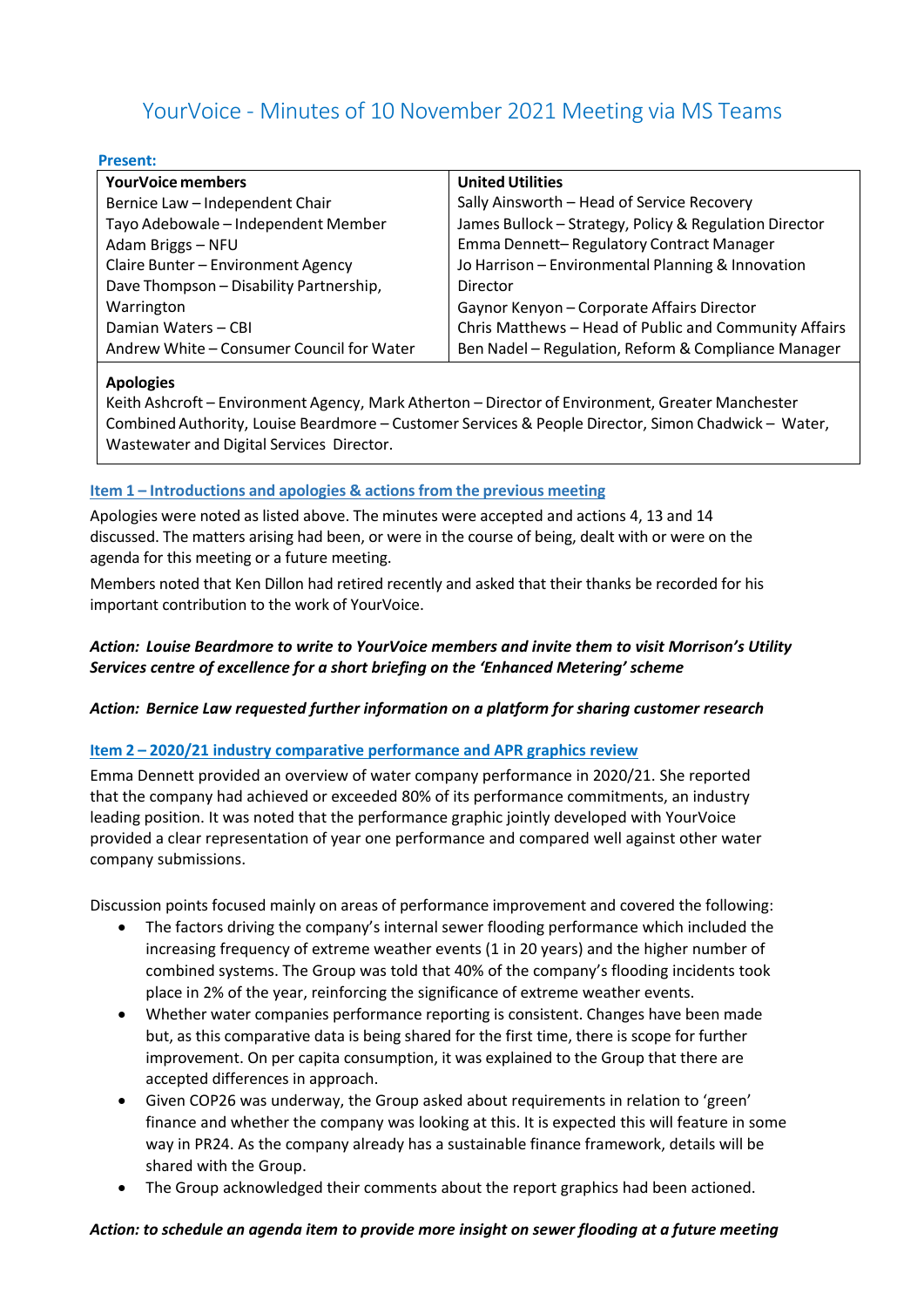# YourVoice - Minutes of 10 November 2021 Meeting via MS Teams

**Present:**

| **YourVoice members** | **United Utilities** |
|---|---|
| Bernice Law – Independent Chair | Sally Ainsworth – Head of Service Recovery |
| Tayo Adebowale – Independent Member | James Bullock – Strategy, Policy & Regulation Director |
| Adam Briggs – NFU | Emma Dennett– Regulatory Contract Manager |
| Claire Bunter – Environment Agency | Jo Harrison – Environmental Planning & Innovation Director |
| Dave Thompson – Disability Partnership, Warrington | Gaynor Kenyon – Corporate Affairs Director |
| Damian Waters – CBI | Chris Matthews – Head of Public and Community Affairs |
| Andrew White – Consumer Council for Water | Ben Nadel – Regulation, Reform & Compliance Manager |

**Apologies**

Keith Ashcroft – Environment Agency, Mark Atherton – Director of Environment, Greater Manchester Combined Authority, Louise Beardmore – Customer Services & People Director, Simon Chadwick – Water, Wastewater and Digital Services Director.

## Item 1 – Introductions and apologies & actions from the previous meeting

Apologies were noted as listed above. The minutes were accepted and actions 4, 13 and 14 discussed. The matters arising had been, or were in the course of being, dealt with or were on the agenda for this meeting or a future meeting.

Members noted that Ken Dillon had retired recently and asked that their thanks be recorded for his important contribution to the work of YourVoice.

***Action: Louise Beardmore to write to YourVoice members and invite them to visit Morrison's Utility Services centre of excellence for a short briefing on the 'Enhanced Metering' scheme***

***Action: Bernice Law requested further information on a platform for sharing customer research***

## Item 2 – 2020/21 industry comparative performance and APR graphics review

Emma Dennett provided an overview of water company performance in 2020/21. She reported that the company had achieved or exceeded 80% of its performance commitments, an industry leading position. It was noted that the performance graphic jointly developed with YourVoice provided a clear representation of year one performance and compared well against other water company submissions.

Discussion points focused mainly on areas of performance improvement and covered the following:

- The factors driving the company's internal sewer flooding performance which included the increasing frequency of extreme weather events (1 in 20 years) and the higher number of combined systems. The Group was told that 40% of the company's flooding incidents took place in 2% of the year, reinforcing the significance of extreme weather events.
- Whether water companies performance reporting is consistent. Changes have been made but, as this comparative data is being shared for the first time, there is scope for further improvement. On per capita consumption, it was explained to the Group that there are accepted differences in approach.
- Given COP26 was underway, the Group asked about requirements in relation to 'green' finance and whether the company was looking at this. It is expected this will feature in some way in PR24. As the company already has a sustainable finance framework, details will be shared with the Group.
- The Group acknowledged their comments about the report graphics had been actioned.

***Action: to schedule an agenda item to provide more insight on sewer flooding at a future meeting***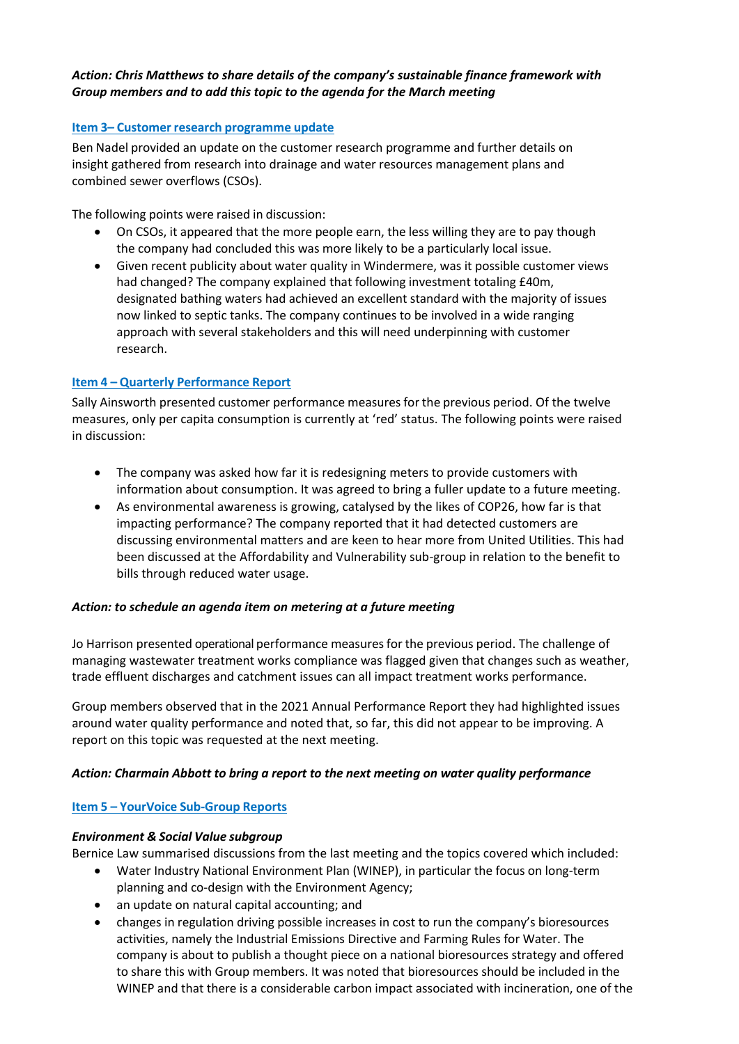***Action: Chris Matthews to share details of the company's sustainable finance framework with Group members and to add this topic to the agenda for the March meeting***

### Item 3– Customer research programme update

Ben Nadel provided an update on the customer research programme and further details on insight gathered from research into drainage and water resources management plans and combined sewer overflows (CSOs).

The following points were raised in discussion:

- On CSOs, it appeared that the more people earn, the less willing they are to pay though the company had concluded this was more likely to be a particularly local issue.
- Given recent publicity about water quality in Windermere, was it possible customer views had changed? The company explained that following investment totaling £40m, designated bathing waters had achieved an excellent standard with the majority of issues now linked to septic tanks. The company continues to be involved in a wide ranging approach with several stakeholders and this will need underpinning with customer research.

### Item 4 – Quarterly Performance Report

Sally Ainsworth presented customer performance measures for the previous period. Of the twelve measures, only per capita consumption is currently at 'red' status. The following points were raised in discussion:

- The company was asked how far it is redesigning meters to provide customers with information about consumption. It was agreed to bring a fuller update to a future meeting.
- As environmental awareness is growing, catalysed by the likes of COP26, how far is that impacting performance? The company reported that it had detected customers are discussing environmental matters and are keen to hear more from United Utilities. This had been discussed at the Affordability and Vulnerability sub-group in relation to the benefit to bills through reduced water usage.

***Action: to schedule an agenda item on metering at a future meeting***

Jo Harrison presented operational performance measures for the previous period. The challenge of managing wastewater treatment works compliance was flagged given that changes such as weather, trade effluent discharges and catchment issues can all impact treatment works performance.

Group members observed that in the 2021 Annual Performance Report they had highlighted issues around water quality performance and noted that, so far, this did not appear to be improving. A report on this topic was requested at the next meeting.

***Action: Charmain Abbott to bring a report to the next meeting on water quality performance***

### Item 5 – YourVoice Sub-Group Reports

***Environment & Social Value subgroup***

Bernice Law summarised discussions from the last meeting and the topics covered which included:

- Water Industry National Environment Plan (WINEP), in particular the focus on long-term planning and co-design with the Environment Agency;
- an update on natural capital accounting; and
- changes in regulation driving possible increases in cost to run the company's bioresources activities, namely the Industrial Emissions Directive and Farming Rules for Water. The company is about to publish a thought piece on a national bioresources strategy and offered to share this with Group members. It was noted that bioresources should be included in the WINEP and that there is a considerable carbon impact associated with incineration, one of the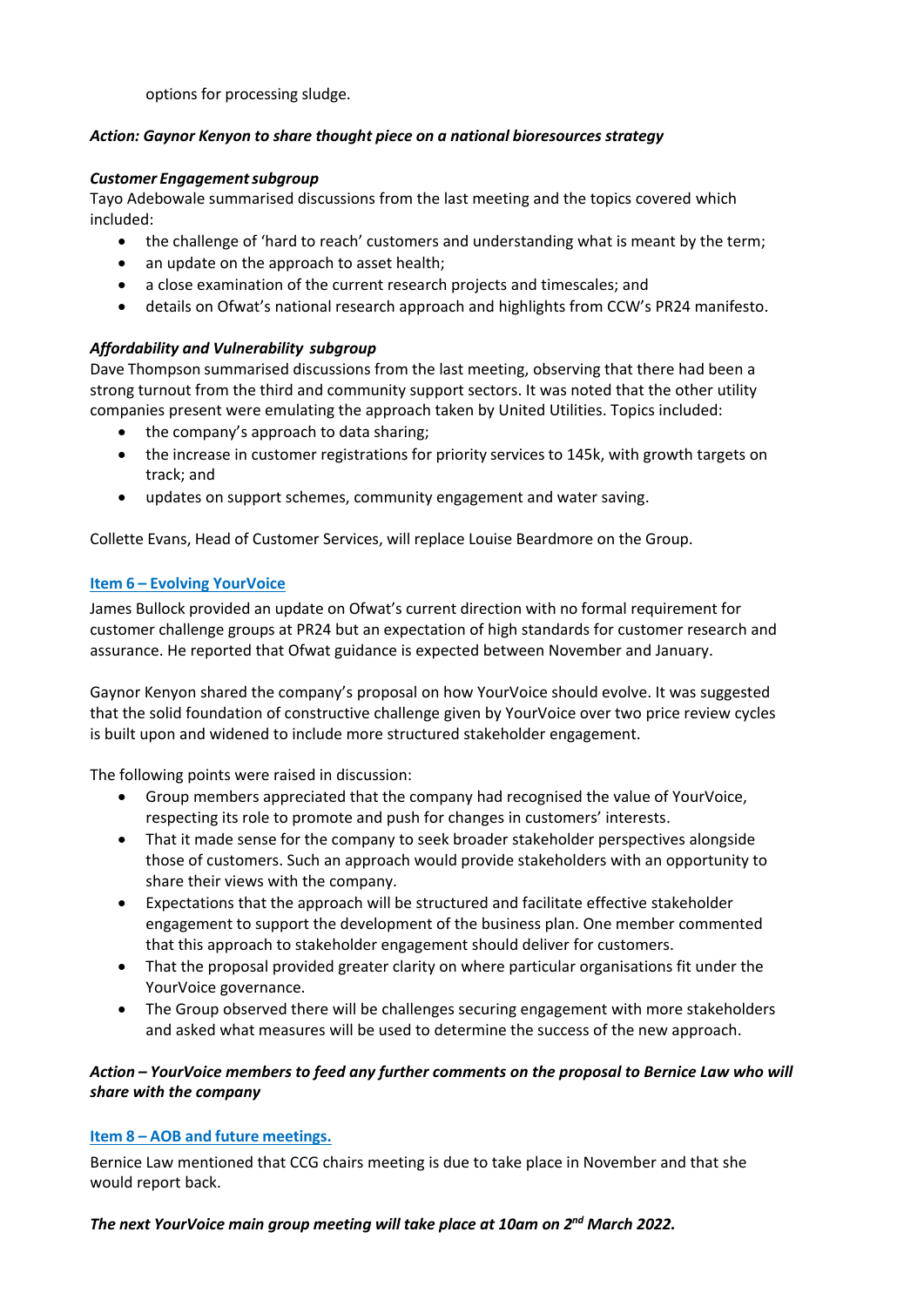options for processing sludge.

***Action: Gaynor Kenyon to share thought piece on a national bioresources strategy***

***Customer Engagement subgroup***

Tayo Adebowale summarised discussions from the last meeting and the topics covered which included:

- the challenge of 'hard to reach' customers and understanding what is meant by the term;
- an update on the approach to asset health;
- a close examination of the current research projects and timescales; and
- details on Ofwat's national research approach and highlights from CCW's PR24 manifesto.

***Affordability and Vulnerability subgroup***

Dave Thompson summarised discussions from the last meeting, observing that there had been a strong turnout from the third and community support sectors. It was noted that the other utility companies present were emulating the approach taken by United Utilities. Topics included:

- the company's approach to data sharing;
- the increase in customer registrations for priority services to 145k, with growth targets on track; and
- updates on support schemes, community engagement and water saving.

Collette Evans, Head of Customer Services, will replace Louise Beardmore on the Group.

## Item 6 – Evolving YourVoice

James Bullock provided an update on Ofwat's current direction with no formal requirement for customer challenge groups at PR24 but an expectation of high standards for customer research and assurance. He reported that Ofwat guidance is expected between November and January.

Gaynor Kenyon shared the company's proposal on how YourVoice should evolve. It was suggested that the solid foundation of constructive challenge given by YourVoice over two price review cycles is built upon and widened to include more structured stakeholder engagement.

The following points were raised in discussion:

- Group members appreciated that the company had recognised the value of YourVoice, respecting its role to promote and push for changes in customers' interests.
- That it made sense for the company to seek broader stakeholder perspectives alongside those of customers. Such an approach would provide stakeholders with an opportunity to share their views with the company.
- Expectations that the approach will be structured and facilitate effective stakeholder engagement to support the development of the business plan. One member commented that this approach to stakeholder engagement should deliver for customers.
- That the proposal provided greater clarity on where particular organisations fit under the YourVoice governance.
- The Group observed there will be challenges securing engagement with more stakeholders and asked what measures will be used to determine the success of the new approach.

***Action – YourVoice members to feed any further comments on the proposal to Bernice Law who will share with the company***

## Item 8 – AOB and future meetings.

Bernice Law mentioned that CCG chairs meeting is due to take place in November and that she would report back.

***The next YourVoice main group meeting will take place at 10am on 2nd March 2022.***